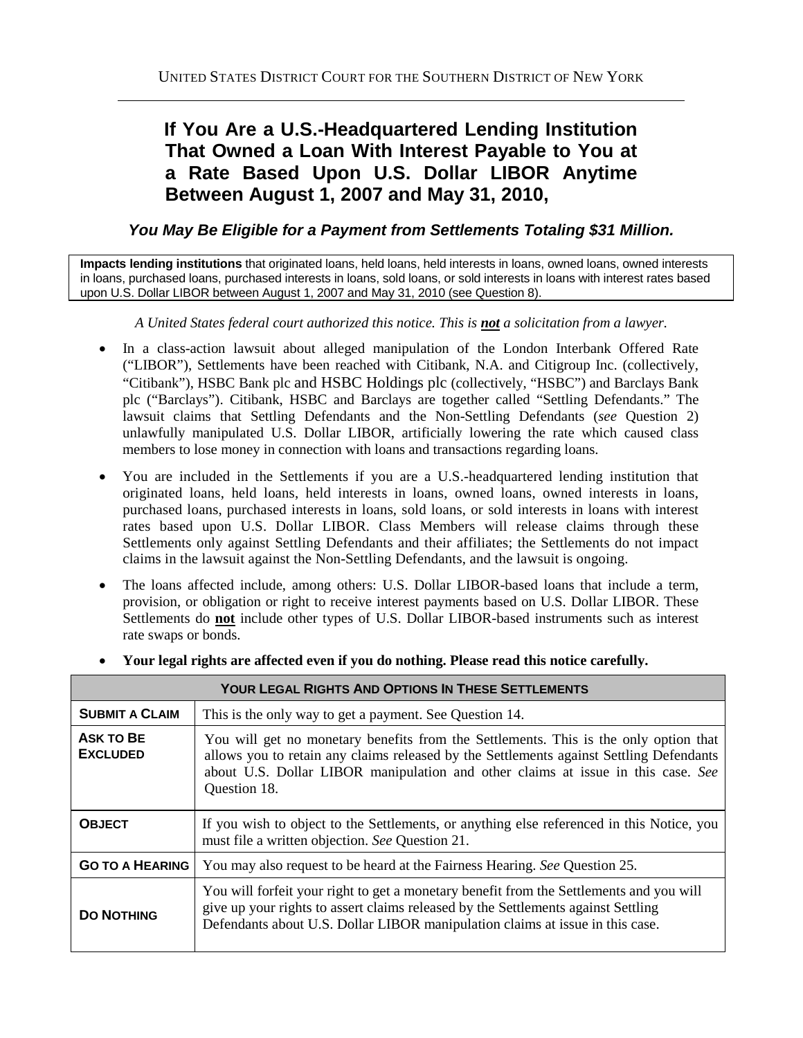UNITED STATES DISTRICT COURT FOR THE SOUTHERN DISTRICT OF NEW YORK

# If You Are a U.S.-Headquartered Lending Institution That Owned a Loan With Interest Payable to You at a Rate Based Upon U.S. Dollar LIBOR Anytime Between August 1, 2007 and May 31, 2010,

### *You May Be Eligible for a Payment from Settlements Totaling $31 Million.*

**Impacts lending institutions** that originated loans, held loans, held interests in loans, owned loans, owned interests in loans, purchased loans, purchased interests in loans, sold loans, or sold interests in loans with interest rates based upon U.S. Dollar LIBOR between August 1, 2007 and May 31, 2010 (see Question 8).

*A United States federal court authorized this notice. This is **not** a solicitation from a lawyer.*

- In a class-action lawsuit about alleged manipulation of the London Interbank Offered Rate ("LIBOR"), Settlements have been reached with Citibank, N.A. and Citigroup Inc. (collectively, "Citibank"), HSBC Bank plc and HSBC Holdings plc (collectively, "HSBC") and Barclays Bank plc ("Barclays"). Citibank, HSBC and Barclays are together called "Settling Defendants." The lawsuit claims that Settling Defendants and the Non-Settling Defendants (*see* Question 2) unlawfully manipulated U.S. Dollar LIBOR, artificially lowering the rate which caused class members to lose money in connection with loans and transactions regarding loans.
- You are included in the Settlements if you are a U.S.-headquartered lending institution that originated loans, held loans, held interests in loans, owned loans, owned interests in loans, purchased loans, purchased interests in loans, sold loans, or sold interests in loans with interest rates based upon U.S. Dollar LIBOR. Class Members will release claims through these Settlements only against Settling Defendants and their affiliates; the Settlements do not impact claims in the lawsuit against the Non-Settling Defendants, and the lawsuit is ongoing.
- The loans affected include, among others: U.S. Dollar LIBOR-based loans that include a term, provision, or obligation or right to receive interest payments based on U.S. Dollar LIBOR. These Settlements do **not** include other types of U.S. Dollar LIBOR-based instruments such as interest rate swaps or bonds.
- **Your legal rights are affected even if you do nothing. Please read this notice carefully.**

| YOUR LEGAL RIGHTS AND OPTIONS IN THESE SETTLEMENTS | |
|---|---|
| **SUBMIT A CLAIM** | This is the only way to get a payment. See Question 14. |
| **ASK TO BE EXCLUDED** | You will get no monetary benefits from the Settlements. This is the only option that allows you to retain any claims released by the Settlements against Settling Defendants about U.S. Dollar LIBOR manipulation and other claims at issue in this case. *See* Question 18. |
| **OBJECT** | If you wish to object to the Settlements, or anything else referenced in this Notice, you must file a written objection. *See* Question 21. |
| **GO TO A HEARING** | You may also request to be heard at the Fairness Hearing. *See* Question 25. |
| **DO NOTHING** | You will forfeit your right to get a monetary benefit from the Settlements and you will give up your rights to assert claims released by the Settlements against Settling Defendants about U.S. Dollar LIBOR manipulation claims at issue in this case. |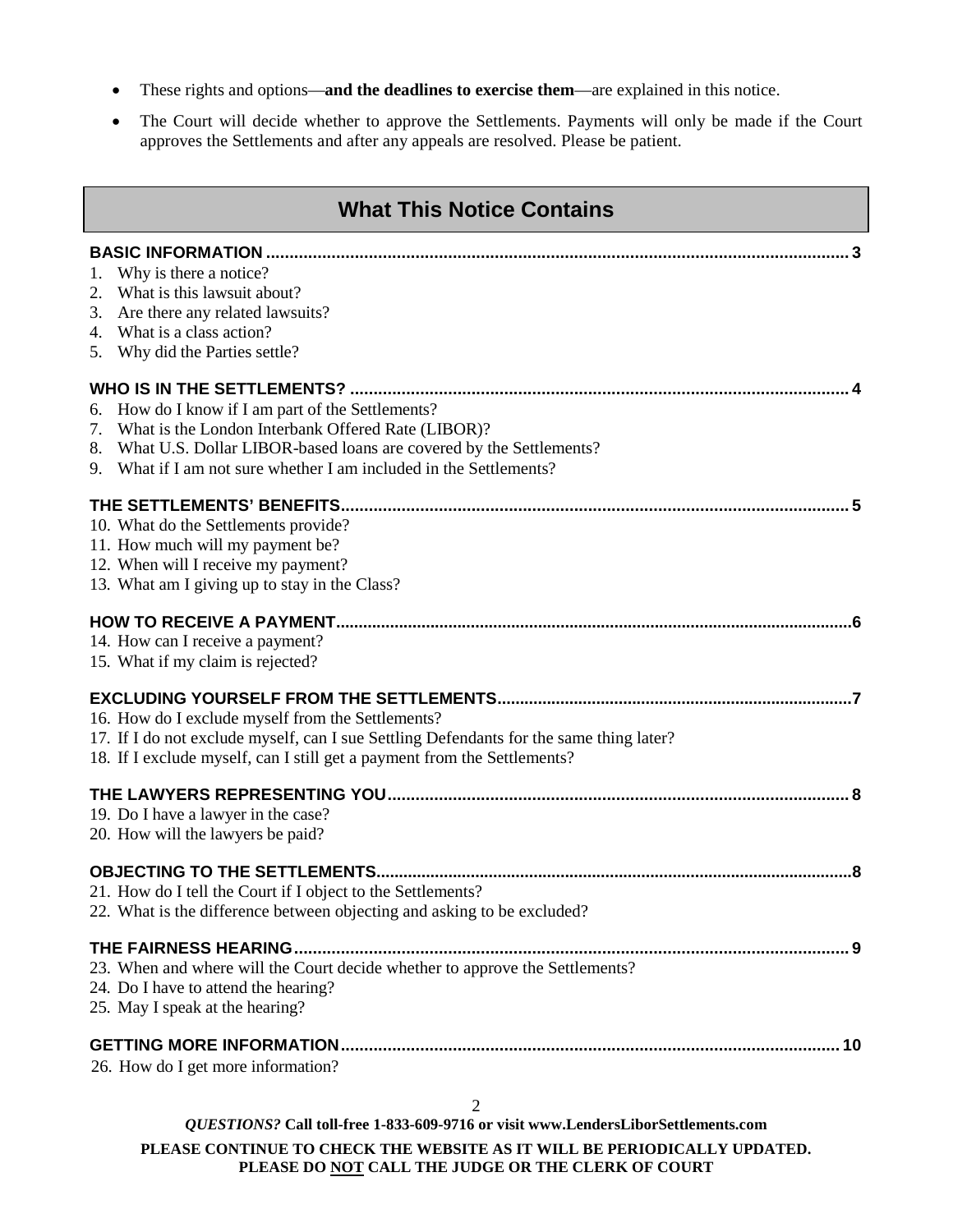- These rights and options—**and the deadlines to exercise them**—are explained in this notice.
- The Court will decide whether to approve the Settlements. Payments will only be made if the Court approves the Settlements and after any appeals are resolved. Please be patient.

## What This Notice Contains

**BASIC INFORMATION ........................................................................................................................ 3**

1. Why is there a notice?
2. What is this lawsuit about?
3. Are there any related lawsuits?
4. What is a class action?
5. Why did the Parties settle?

**WHO IS IN THE SETTLEMENTS? ......................................................................................................... 4**

6. How do I know if I am part of the Settlements?
7. What is the London Interbank Offered Rate (LIBOR)?
8. What U.S. Dollar LIBOR-based loans are covered by the Settlements?
9. What if I am not sure whether I am included in the Settlements?

**THE SETTLEMENTS' BENEFITS......................................................................................................... 5**

10. What do the Settlements provide?
11. How much will my payment be?
12. When will I receive my payment?
13. What am I giving up to stay in the Class?

**HOW TO RECEIVE A PAYMENT.........................................................................................................6**

14. How can I receive a payment?
15. What if my claim is rejected?

**EXCLUDING YOURSELF FROM THE SETTLEMENTS........................................................................7**

16. How do I exclude myself from the Settlements?
17. If I do not exclude myself, can I sue Settling Defendants for the same thing later?
18. If I exclude myself, can I still get a payment from the Settlements?

**THE LAWYERS REPRESENTING YOU................................................................................................ 8**

19. Do I have a lawyer in the case?
20. How will the lawyers be paid?

**OBJECTING TO THE SETTLEMENTS..................................................................................................8**

21. How do I tell the Court if I object to the Settlements?
22. What is the difference between objecting and asking to be excluded?

**THE FAIRNESS HEARING................................................................................................................ 9**

23. When and where will the Court decide whether to approve the Settlements?
24. Do I have to attend the hearing?
25. May I speak at the hearing?

**GETTING MORE INFORMATION...................................................................................................... 10**

26. How do I get more information?

*QUESTIONS?* **Call toll-free 1-833-609-9716 or visit www.LendersLiborSettlements.com**

**PLEASE CONTINUE TO CHECK THE WEBSITE AS IT WILL BE PERIODICALLY UPDATED. PLEASE DO NOT CALL THE JUDGE OR THE CLERK OF COURT**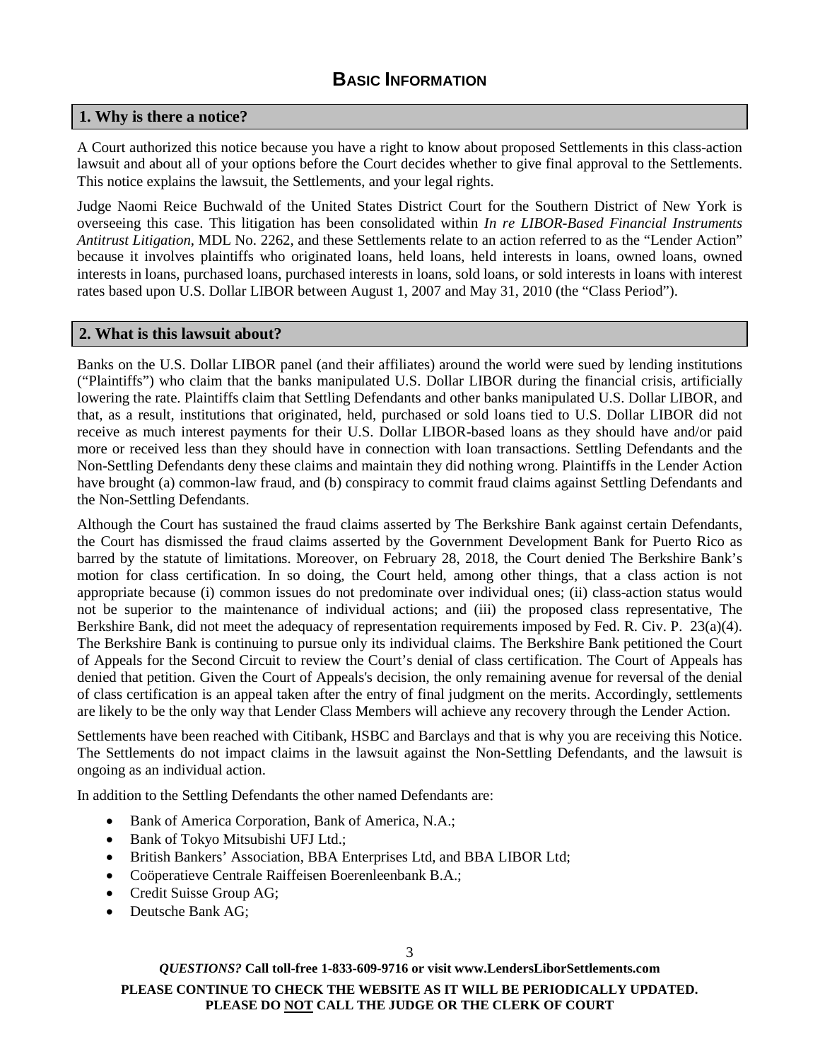# BASIC INFORMATION

## 1. Why is there a notice?

A Court authorized this notice because you have a right to know about proposed Settlements in this class-action lawsuit and about all of your options before the Court decides whether to give final approval to the Settlements. This notice explains the lawsuit, the Settlements, and your legal rights.

Judge Naomi Reice Buchwald of the United States District Court for the Southern District of New York is overseeing this case. This litigation has been consolidated within *In re LIBOR-Based Financial Instruments Antitrust Litigation*, MDL No. 2262, and these Settlements relate to an action referred to as the "Lender Action" because it involves plaintiffs who originated loans, held loans, held interests in loans, owned loans, owned interests in loans, purchased loans, purchased interests in loans, sold loans, or sold interests in loans with interest rates based upon U.S. Dollar LIBOR between August 1, 2007 and May 31, 2010 (the "Class Period").

## 2. What is this lawsuit about?

Banks on the U.S. Dollar LIBOR panel (and their affiliates) around the world were sued by lending institutions ("Plaintiffs") who claim that the banks manipulated U.S. Dollar LIBOR during the financial crisis, artificially lowering the rate. Plaintiffs claim that Settling Defendants and other banks manipulated U.S. Dollar LIBOR, and that, as a result, institutions that originated, held, purchased or sold loans tied to U.S. Dollar LIBOR did not receive as much interest payments for their U.S. Dollar LIBOR-based loans as they should have and/or paid more or received less than they should have in connection with loan transactions. Settling Defendants and the Non-Settling Defendants deny these claims and maintain they did nothing wrong. Plaintiffs in the Lender Action have brought (a) common-law fraud, and (b) conspiracy to commit fraud claims against Settling Defendants and the Non-Settling Defendants.

Although the Court has sustained the fraud claims asserted by The Berkshire Bank against certain Defendants, the Court has dismissed the fraud claims asserted by the Government Development Bank for Puerto Rico as barred by the statute of limitations. Moreover, on February 28, 2018, the Court denied The Berkshire Bank's motion for class certification. In so doing, the Court held, among other things, that a class action is not appropriate because (i) common issues do not predominate over individual ones; (ii) class-action status would not be superior to the maintenance of individual actions; and (iii) the proposed class representative, The Berkshire Bank, did not meet the adequacy of representation requirements imposed by Fed. R. Civ. P. 23(a)(4). The Berkshire Bank is continuing to pursue only its individual claims. The Berkshire Bank petitioned the Court of Appeals for the Second Circuit to review the Court's denial of class certification. The Court of Appeals has denied that petition. Given the Court of Appeals's decision, the only remaining avenue for reversal of the denial of class certification is an appeal taken after the entry of final judgment on the merits. Accordingly, settlements are likely to be the only way that Lender Class Members will achieve any recovery through the Lender Action.

Settlements have been reached with Citibank, HSBC and Barclays and that is why you are receiving this Notice. The Settlements do not impact claims in the lawsuit against the Non-Settling Defendants, and the lawsuit is ongoing as an individual action.

In addition to the Settling Defendants the other named Defendants are:

- Bank of America Corporation, Bank of America, N.A.;
- Bank of Tokyo Mitsubishi UFJ Ltd.;
- British Bankers' Association, BBA Enterprises Ltd, and BBA LIBOR Ltd;
- Coöperatieve Centrale Raiffeisen Boerenleenbank B.A.;
- Credit Suisse Group AG;
- Deutsche Bank AG;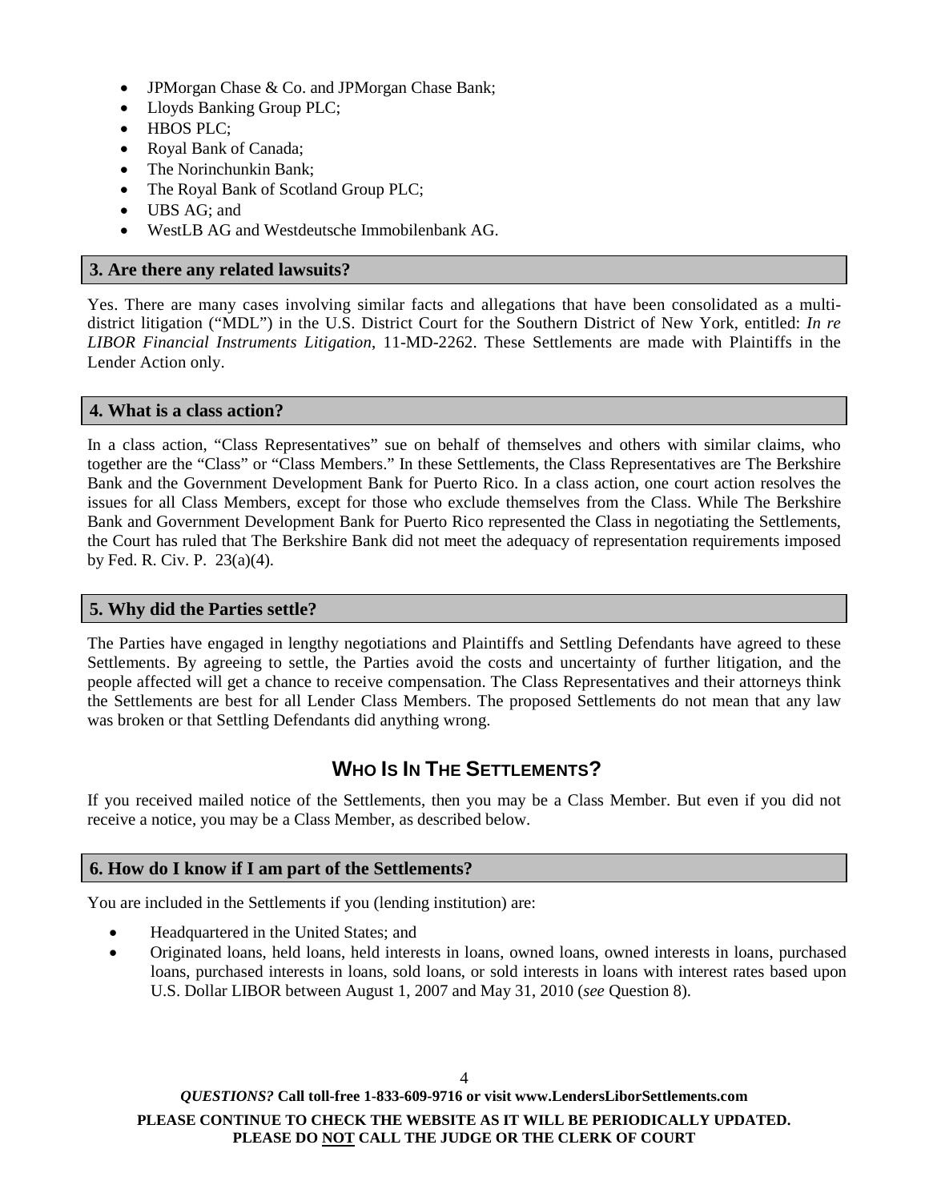- JPMorgan Chase & Co. and JPMorgan Chase Bank;
- Lloyds Banking Group PLC;
- HBOS PLC;
- Royal Bank of Canada;
- The Norinchunkin Bank;
- The Royal Bank of Scotland Group PLC;
- UBS AG; and
- WestLB AG and Westdeutsche Immobilenbank AG.

### 3. Are there any related lawsuits?

Yes. There are many cases involving similar facts and allegations that have been consolidated as a multi-district litigation ("MDL") in the U.S. District Court for the Southern District of New York, entitled: *In re LIBOR Financial Instruments Litigation*, 11-MD-2262. These Settlements are made with Plaintiffs in the Lender Action only.

### 4. What is a class action?

In a class action, "Class Representatives" sue on behalf of themselves and others with similar claims, who together are the "Class" or "Class Members." In these Settlements, the Class Representatives are The Berkshire Bank and the Government Development Bank for Puerto Rico. In a class action, one court action resolves the issues for all Class Members, except for those who exclude themselves from the Class. While The Berkshire Bank and Government Development Bank for Puerto Rico represented the Class in negotiating the Settlements, the Court has ruled that The Berkshire Bank did not meet the adequacy of representation requirements imposed by Fed. R. Civ. P. 23(a)(4).

### 5. Why did the Parties settle?

The Parties have engaged in lengthy negotiations and Plaintiffs and Settling Defendants have agreed to these Settlements. By agreeing to settle, the Parties avoid the costs and uncertainty of further litigation, and the people affected will get a chance to receive compensation. The Class Representatives and their attorneys think the Settlements are best for all Lender Class Members. The proposed Settlements do not mean that any law was broken or that Settling Defendants did anything wrong.

## WHO IS IN THE SETTLEMENTS?

If you received mailed notice of the Settlements, then you may be a Class Member. But even if you did not receive a notice, you may be a Class Member, as described below.

### 6. How do I know if I am part of the Settlements?

You are included in the Settlements if you (lending institution) are:

- Headquartered in the United States; and
- Originated loans, held loans, held interests in loans, owned loans, owned interests in loans, purchased loans, purchased interests in loans, sold loans, or sold interests in loans with interest rates based upon U.S. Dollar LIBOR between August 1, 2007 and May 31, 2010 (*see* Question 8).

***QUESTIONS?*** **Call toll-free 1-833-609-9716 or visit www.LendersLiborSettlements.com**

**PLEASE CONTINUE TO CHECK THE WEBSITE AS IT WILL BE PERIODICALLY UPDATED. PLEASE DO NOT CALL THE JUDGE OR THE CLERK OF COURT**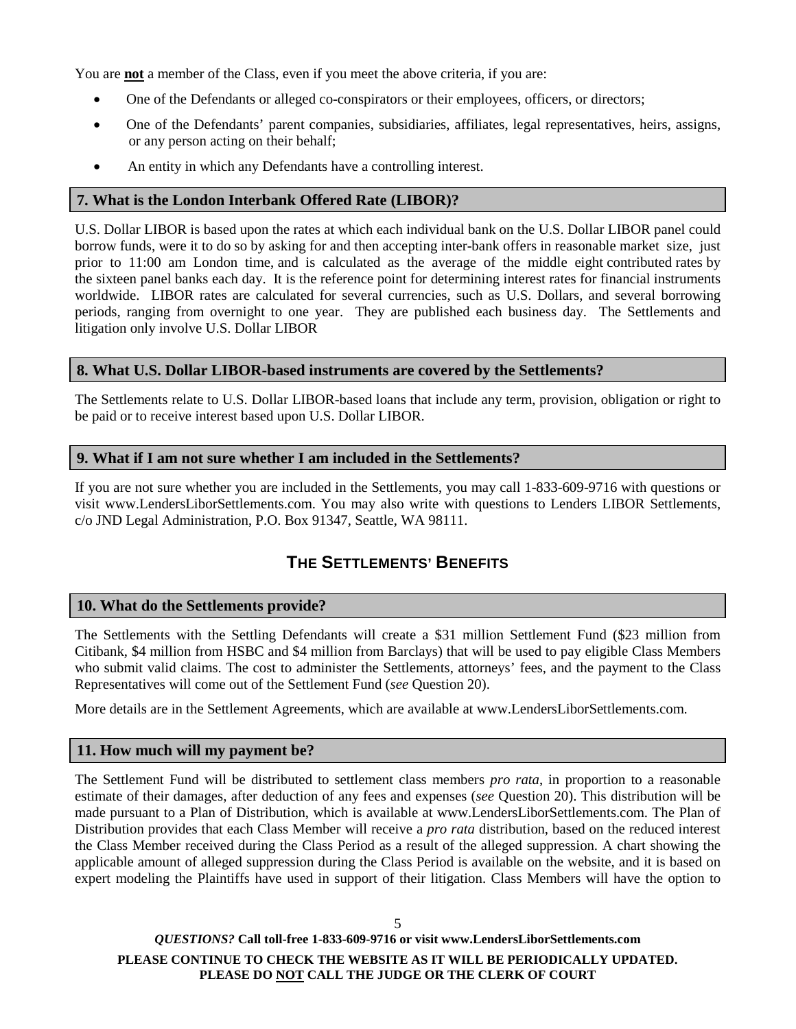You are **not** a member of the Class, even if you meet the above criteria, if you are:

- One of the Defendants or alleged co-conspirators or their employees, officers, or directors;
- One of the Defendants' parent companies, subsidiaries, affiliates, legal representatives, heirs, assigns, or any person acting on their behalf;
- An entity in which any Defendants have a controlling interest.

### 7. What is the London Interbank Offered Rate (LIBOR)?

U.S. Dollar LIBOR is based upon the rates at which each individual bank on the U.S. Dollar LIBOR panel could borrow funds, were it to do so by asking for and then accepting inter-bank offers in reasonable market size, just prior to 11:00 am London time, and is calculated as the average of the middle eight contributed rates by the sixteen panel banks each day. It is the reference point for determining interest rates for financial instruments worldwide. LIBOR rates are calculated for several currencies, such as U.S. Dollars, and several borrowing periods, ranging from overnight to one year. They are published each business day. The Settlements and litigation only involve U.S. Dollar LIBOR

### 8. What U.S. Dollar LIBOR-based instruments are covered by the Settlements?

The Settlements relate to U.S. Dollar LIBOR-based loans that include any term, provision, obligation or right to be paid or to receive interest based upon U.S. Dollar LIBOR.

### 9. What if I am not sure whether I am included in the Settlements?

If you are not sure whether you are included in the Settlements, you may call 1-833-609-9716 with questions or visit www.LendersLiborSettlements.com. You may also write with questions to Lenders LIBOR Settlements, c/o JND Legal Administration, P.O. Box 91347, Seattle, WA 98111.

## THE SETTLEMENTS' BENEFITS

### 10. What do the Settlements provide?

The Settlements with the Settling Defendants will create a $31 million Settlement Fund ($23 million from Citibank, $4 million from HSBC and $4 million from Barclays) that will be used to pay eligible Class Members who submit valid claims. The cost to administer the Settlements, attorneys' fees, and the payment to the Class Representatives will come out of the Settlement Fund (*see* Question 20).

More details are in the Settlement Agreements, which are available at www.LendersLiborSettlements.com.

### 11. How much will my payment be?

The Settlement Fund will be distributed to settlement class members *pro rata*, in proportion to a reasonable estimate of their damages, after deduction of any fees and expenses (*see* Question 20). This distribution will be made pursuant to a Plan of Distribution, which is available at www.LendersLiborSettlements.com. The Plan of Distribution provides that each Class Member will receive a *pro rata* distribution, based on the reduced interest the Class Member received during the Class Period as a result of the alleged suppression. A chart showing the applicable amount of alleged suppression during the Class Period is available on the website, and it is based on expert modeling the Plaintiffs have used in support of their litigation. Class Members will have the option to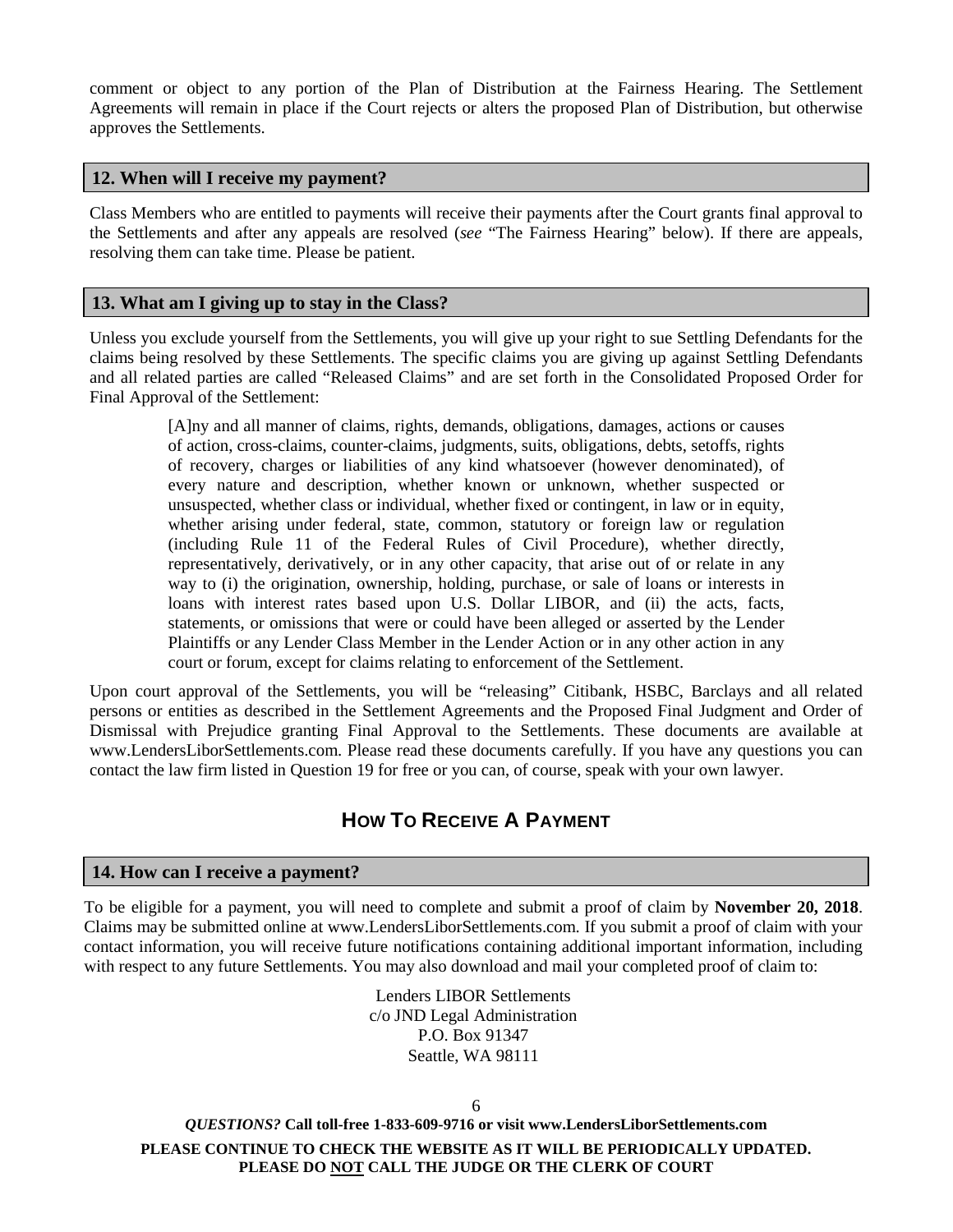comment or object to any portion of the Plan of Distribution at the Fairness Hearing. The Settlement Agreements will remain in place if the Court rejects or alters the proposed Plan of Distribution, but otherwise approves the Settlements.

### 12. When will I receive my payment?

Class Members who are entitled to payments will receive their payments after the Court grants final approval to the Settlements and after any appeals are resolved (*see* "The Fairness Hearing" below). If there are appeals, resolving them can take time. Please be patient.

### 13. What am I giving up to stay in the Class?

Unless you exclude yourself from the Settlements, you will give up your right to sue Settling Defendants for the claims being resolved by these Settlements. The specific claims you are giving up against Settling Defendants and all related parties are called "Released Claims" and are set forth in the Consolidated Proposed Order for Final Approval of the Settlement:

> [A]ny and all manner of claims, rights, demands, obligations, damages, actions or causes of action, cross-claims, counter-claims, judgments, suits, obligations, debts, setoffs, rights of recovery, charges or liabilities of any kind whatsoever (however denominated), of every nature and description, whether known or unknown, whether suspected or unsuspected, whether class or individual, whether fixed or contingent, in law or in equity, whether arising under federal, state, common, statutory or foreign law or regulation (including Rule 11 of the Federal Rules of Civil Procedure), whether directly, representatively, derivatively, or in any other capacity, that arise out of or relate in any way to (i) the origination, ownership, holding, purchase, or sale of loans or interests in loans with interest rates based upon U.S. Dollar LIBOR, and (ii) the acts, facts, statements, or omissions that were or could have been alleged or asserted by the Lender Plaintiffs or any Lender Class Member in the Lender Action or in any other action in any court or forum, except for claims relating to enforcement of the Settlement.

Upon court approval of the Settlements, you will be "releasing" Citibank, HSBC, Barclays and all related persons or entities as described in the Settlement Agreements and the Proposed Final Judgment and Order of Dismissal with Prejudice granting Final Approval to the Settlements. These documents are available at www.LendersLiborSettlements.com. Please read these documents carefully. If you have any questions you can contact the law firm listed in Question 19 for free or you can, of course, speak with your own lawyer.

## HOW TO RECEIVE A PAYMENT

### 14. How can I receive a payment?

To be eligible for a payment, you will need to complete and submit a proof of claim by **November 20, 2018**. Claims may be submitted online at www.LendersLiborSettlements.com. If you submit a proof of claim with your contact information, you will receive future notifications containing additional important information, including with respect to any future Settlements. You may also download and mail your completed proof of claim to:

Lenders LIBOR Settlements
c/o JND Legal Administration
P.O. Box 91347
Seattle, WA 98111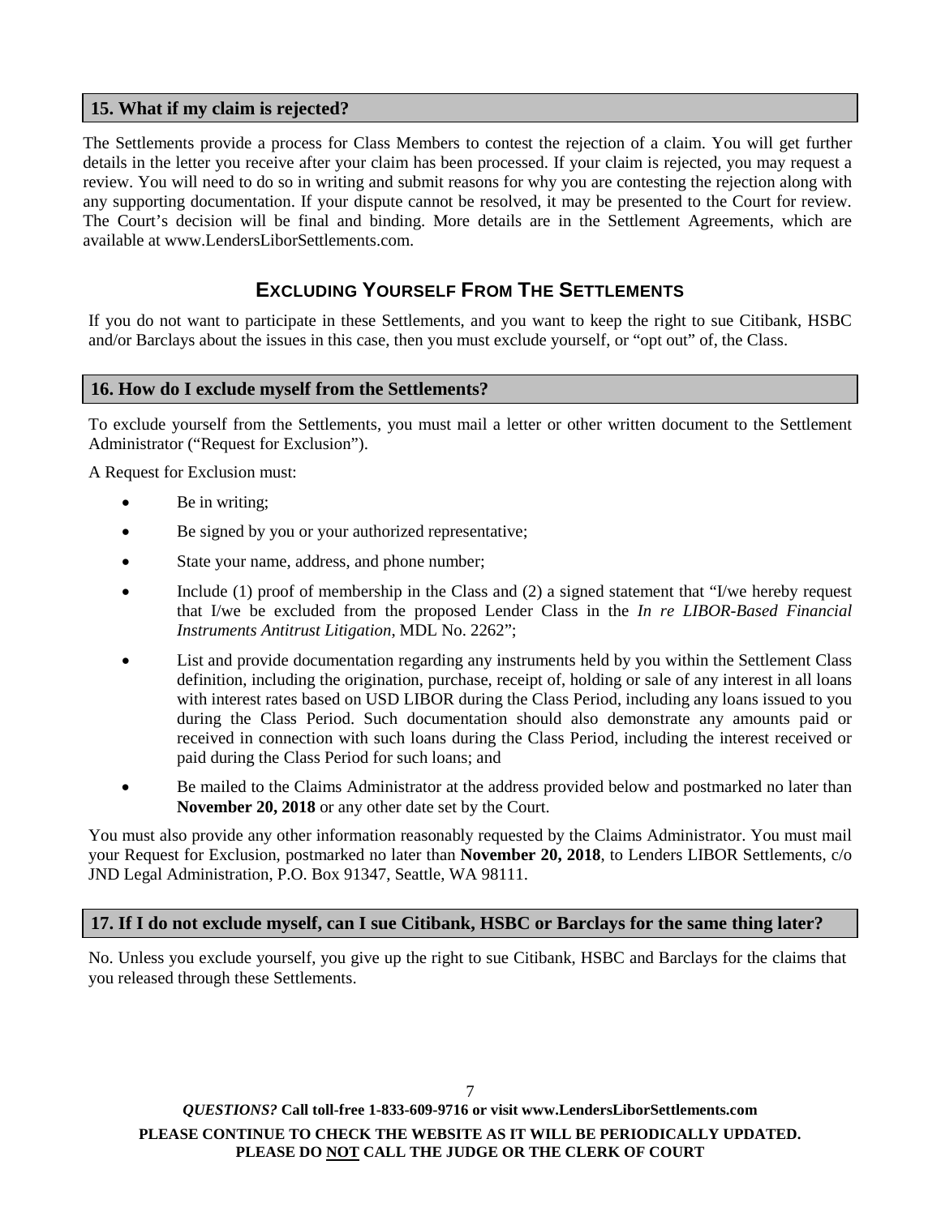### 15. What if my claim is rejected?

The Settlements provide a process for Class Members to contest the rejection of a claim. You will get further details in the letter you receive after your claim has been processed. If your claim is rejected, you may request a review. You will need to do so in writing and submit reasons for why you are contesting the rejection along with any supporting documentation. If your dispute cannot be resolved, it may be presented to the Court for review. The Court's decision will be final and binding. More details are in the Settlement Agreements, which are available at www.LendersLiborSettlements.com.

## EXCLUDING YOURSELF FROM THE SETTLEMENTS

If you do not want to participate in these Settlements, and you want to keep the right to sue Citibank, HSBC and/or Barclays about the issues in this case, then you must exclude yourself, or "opt out" of, the Class.

### 16. How do I exclude myself from the Settlements?

To exclude yourself from the Settlements, you must mail a letter or other written document to the Settlement Administrator ("Request for Exclusion").

A Request for Exclusion must:

- Be in writing;
- Be signed by you or your authorized representative;
- State your name, address, and phone number;
- Include (1) proof of membership in the Class and (2) a signed statement that "I/we hereby request that I/we be excluded from the proposed Lender Class in the *In re LIBOR-Based Financial Instruments Antitrust Litigation,* MDL No. 2262";
- List and provide documentation regarding any instruments held by you within the Settlement Class definition, including the origination, purchase, receipt of, holding or sale of any interest in all loans with interest rates based on USD LIBOR during the Class Period, including any loans issued to you during the Class Period. Such documentation should also demonstrate any amounts paid or received in connection with such loans during the Class Period, including the interest received or paid during the Class Period for such loans; and
- Be mailed to the Claims Administrator at the address provided below and postmarked no later than **November 20, 2018** or any other date set by the Court.

You must also provide any other information reasonably requested by the Claims Administrator. You must mail your Request for Exclusion, postmarked no later than **November 20, 2018**, to Lenders LIBOR Settlements, c/o JND Legal Administration, P.O. Box 91347, Seattle, WA 98111.

### 17. If I do not exclude myself, can I sue Citibank, HSBC or Barclays for the same thing later?

No. Unless you exclude yourself, you give up the right to sue Citibank, HSBC and Barclays for the claims that you released through these Settlements.

***QUESTIONS?*** **Call toll-free 1-833-609-9716 or visit www.LendersLiborSettlements.com**

**PLEASE CONTINUE TO CHECK THE WEBSITE AS IT WILL BE PERIODICALLY UPDATED.**
**PLEASE DO NOT CALL THE JUDGE OR THE CLERK OF COURT**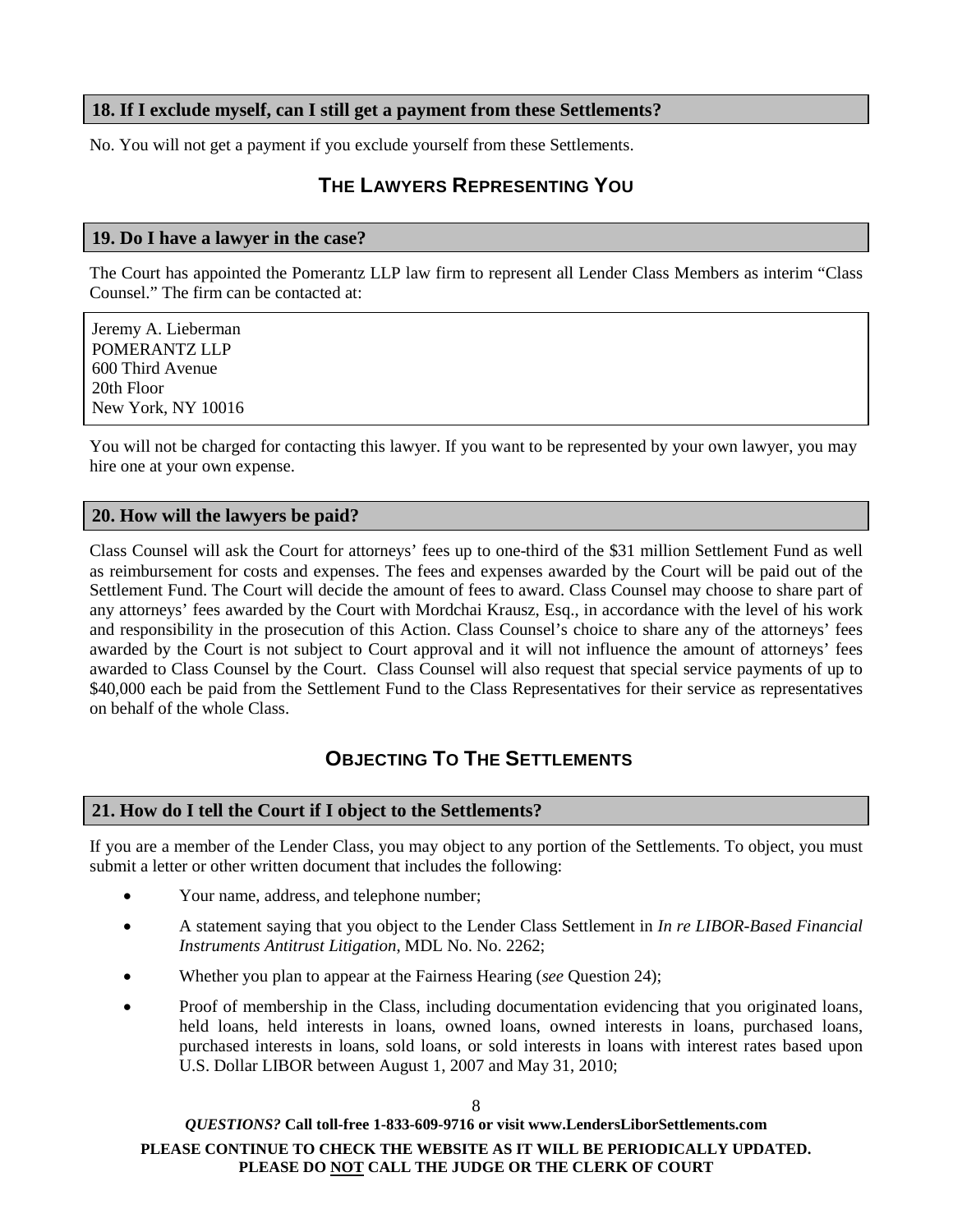### 18. If I exclude myself, can I still get a payment from these Settlements?

No. You will not get a payment if you exclude yourself from these Settlements.

## THE LAWYERS REPRESENTING YOU

### 19. Do I have a lawyer in the case?

The Court has appointed the Pomerantz LLP law firm to represent all Lender Class Members as interim "Class Counsel." The firm can be contacted at:

Jeremy A. Lieberman
POMERANTZ LLP
600 Third Avenue
20th Floor
New York, NY 10016

You will not be charged for contacting this lawyer. If you want to be represented by your own lawyer, you may hire one at your own expense.

### 20. How will the lawyers be paid?

Class Counsel will ask the Court for attorneys' fees up to one-third of the $31 million Settlement Fund as well as reimbursement for costs and expenses. The fees and expenses awarded by the Court will be paid out of the Settlement Fund. The Court will decide the amount of fees to award. Class Counsel may choose to share part of any attorneys' fees awarded by the Court with Mordchai Krausz, Esq., in accordance with the level of his work and responsibility in the prosecution of this Action. Class Counsel's choice to share any of the attorneys' fees awarded by the Court is not subject to Court approval and it will not influence the amount of attorneys' fees awarded to Class Counsel by the Court. Class Counsel will also request that special service payments of up to $40,000 each be paid from the Settlement Fund to the Class Representatives for their service as representatives on behalf of the whole Class.

## OBJECTING TO THE SETTLEMENTS

### 21. How do I tell the Court if I object to the Settlements?

If you are a member of the Lender Class, you may object to any portion of the Settlements. To object, you must submit a letter or other written document that includes the following:

- Your name, address, and telephone number;
- A statement saying that you object to the Lender Class Settlement in *In re LIBOR-Based Financial Instruments Antitrust Litigation*, MDL No. No. 2262;
- Whether you plan to appear at the Fairness Hearing (*see* Question 24);
- Proof of membership in the Class, including documentation evidencing that you originated loans, held loans, held interests in loans, owned loans, owned interests in loans, purchased loans, purchased interests in loans, sold loans, or sold interests in loans with interest rates based upon U.S. Dollar LIBOR between August 1, 2007 and May 31, 2010;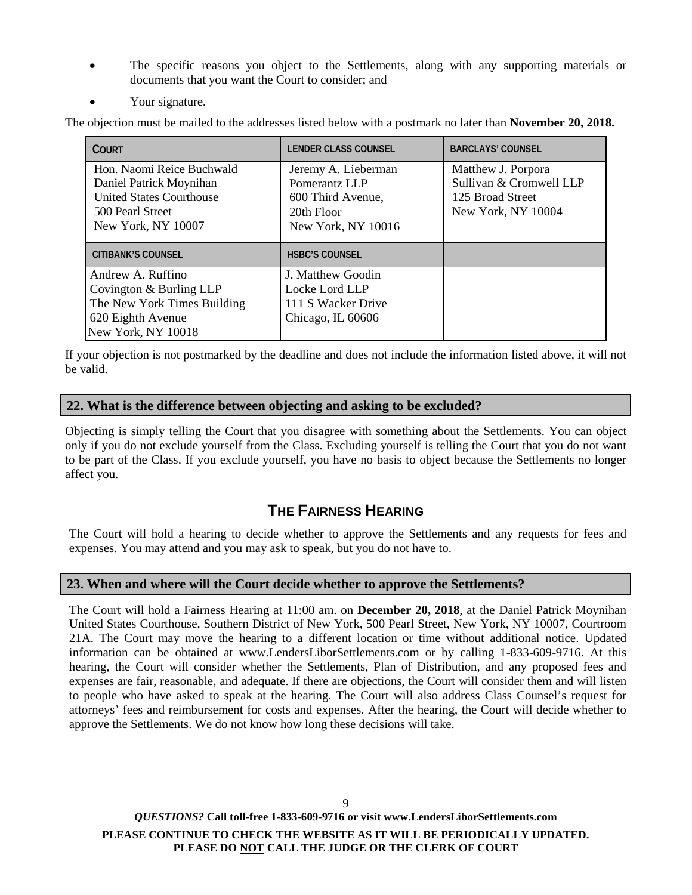- The specific reasons you object to the Settlements, along with any supporting materials or documents that you want the Court to consider; and
- Your signature.

The objection must be mailed to the addresses listed below with a postmark no later than **November 20, 2018.**

| COURT | LENDER CLASS COUNSEL | BARCLAYS' COUNSEL |
|---|---|---|
| Hon. Naomi Reice Buchwald<br>Daniel Patrick Moynihan<br>United States Courthouse<br>500 Pearl Street<br>New York, NY 10007 | Jeremy A. Lieberman<br>Pomerantz LLP<br>600 Third Avenue,<br>20th Floor<br>New York, NY 10016 | Matthew J. Porpora<br>Sullivan & Cromwell LLP<br>125 Broad Street<br>New York, NY 10004 |
| **CITIBANK'S COUNSEL** | **HSBC'S COUNSEL** | |
| Andrew A. Ruffino<br>Covington & Burling LLP<br>The New York Times Building<br>620 Eighth Avenue<br>New York, NY 10018 | J. Matthew Goodin<br>Locke Lord LLP<br>111 S Wacker Drive<br>Chicago, IL 60606 | |

If your objection is not postmarked by the deadline and does not include the information listed above, it will not be valid.

### 22. What is the difference between objecting and asking to be excluded?

Objecting is simply telling the Court that you disagree with something about the Settlements. You can object only if you do not exclude yourself from the Class. Excluding yourself is telling the Court that you do not want to be part of the Class. If you exclude yourself, you have no basis to object because the Settlements no longer affect you.

## THE FAIRNESS HEARING

The Court will hold a hearing to decide whether to approve the Settlements and any requests for fees and expenses. You may attend and you may ask to speak, but you do not have to.

### 23. When and where will the Court decide whether to approve the Settlements?

The Court will hold a Fairness Hearing at 11:00 am. on **December 20, 2018**, at the Daniel Patrick Moynihan United States Courthouse, Southern District of New York, 500 Pearl Street, New York, NY 10007, Courtroom 21A. The Court may move the hearing to a different location or time without additional notice. Updated information can be obtained at www.LendersLiborSettlements.com or by calling 1-833-609-9716. At this hearing, the Court will consider whether the Settlements, Plan of Distribution, and any proposed fees and expenses are fair, reasonable, and adequate. If there are objections, the Court will consider them and will listen to people who have asked to speak at the hearing. The Court will also address Class Counsel's request for attorneys' fees and reimbursement for costs and expenses. After the hearing, the Court will decide whether to approve the Settlements. We do not know how long these decisions will take.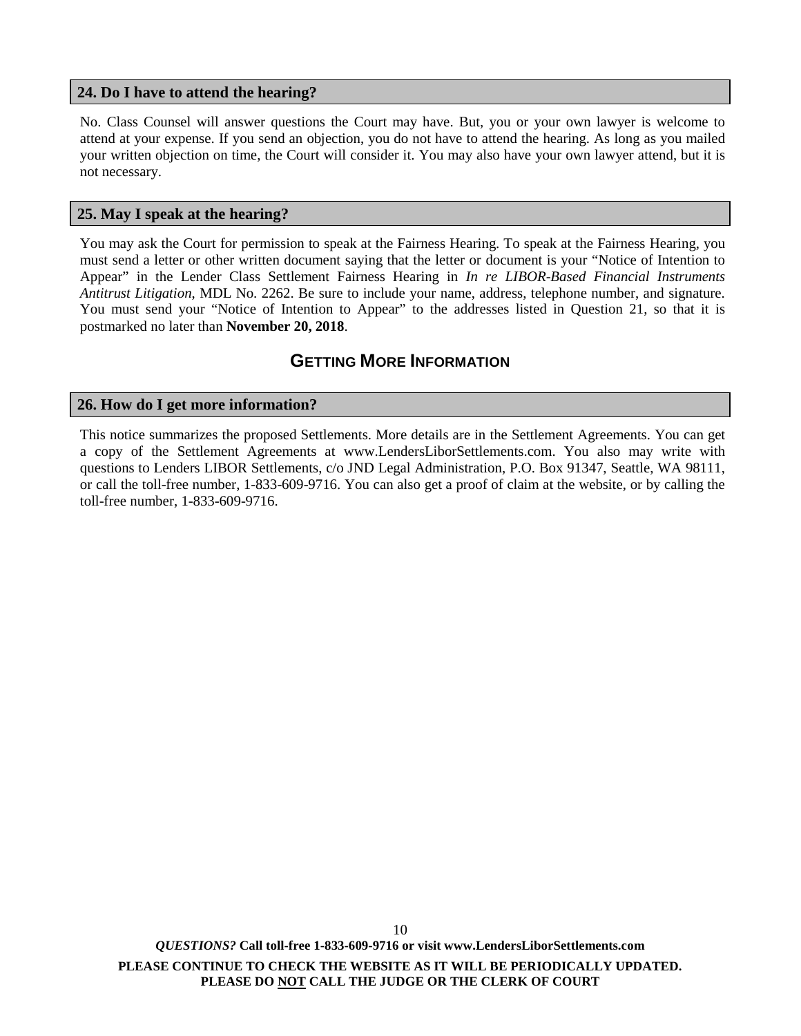### 24. Do I have to attend the hearing?

No. Class Counsel will answer questions the Court may have. But, you or your own lawyer is welcome to attend at your expense. If you send an objection, you do not have to attend the hearing. As long as you mailed your written objection on time, the Court will consider it. You may also have your own lawyer attend, but it is not necessary.

### 25. May I speak at the hearing?

You may ask the Court for permission to speak at the Fairness Hearing. To speak at the Fairness Hearing, you must send a letter or other written document saying that the letter or document is your "Notice of Intention to Appear" in the Lender Class Settlement Fairness Hearing in *In re LIBOR-Based Financial Instruments Antitrust Litigation*, MDL No. 2262. Be sure to include your name, address, telephone number, and signature. You must send your "Notice of Intention to Appear" to the addresses listed in Question 21, so that it is postmarked no later than **November 20, 2018**.

## GETTING MORE INFORMATION

### 26. How do I get more information?

This notice summarizes the proposed Settlements. More details are in the Settlement Agreements. You can get a copy of the Settlement Agreements at www.LendersLiborSettlements.com. You also may write with questions to Lenders LIBOR Settlements, c/o JND Legal Administration, P.O. Box 91347, Seattle, WA 98111, or call the toll-free number, 1-833-609-9716. You can also get a proof of claim at the website, or by calling the toll-free number, 1-833-609-9716.